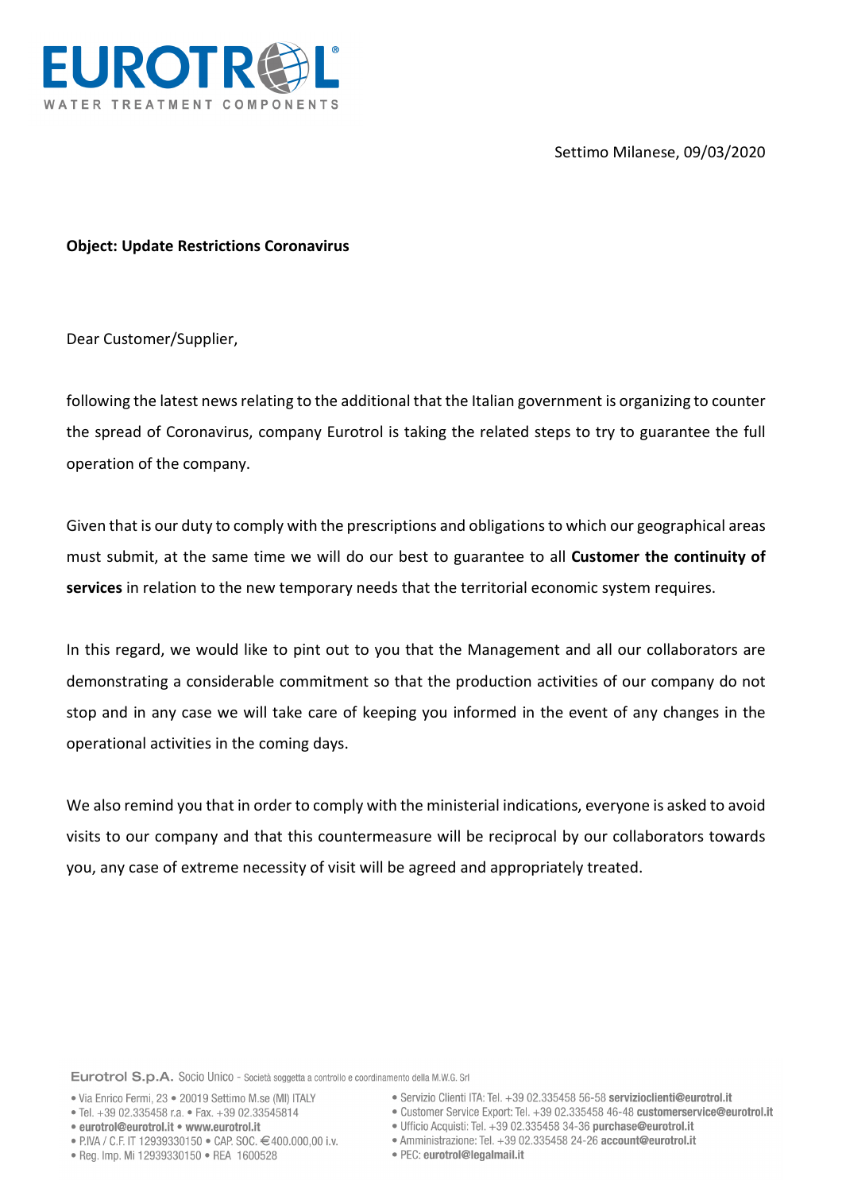EUROTROL
WATER TREATMENT COMPONENTS

Settimo Milanese, 09/03/2020

**Object: Update Restrictions Coronavirus**

Dear Customer/Supplier,

following the latest news relating to the additional that the Italian government is organizing to counter the spread of Coronavirus, company Eurotrol is taking the related steps to try to guarantee the full operation of the company.

Given that is our duty to comply with the prescriptions and obligations to which our geographical areas must submit, at the same time we will do our best to guarantee to all **Customer the continuity of services** in relation to the new temporary needs that the territorial economic system requires.

In this regard, we would like to pint out to you that the Management and all our collaborators are demonstrating a considerable commitment so that the production activities of our company do not stop and in any case we will take care of keeping you informed in the event of any changes in the operational activities in the coming days.

We also remind you that in order to comply with the ministerial indications, everyone is asked to avoid visits to our company and that this countermeasure will be reciprocal by our collaborators towards you, any case of extreme necessity of visit will be agreed and appropriately treated.

Eurotrol S.p.A. Socio Unico - Società soggetta a controllo e coordinamento della M.W.G. Srl

- Via Enrico Fermi, 23 • 20019 Settimo M.se (MI) ITALY
- Tel. +39 02.335458 r.a. • Fax. +39 02.33545814
- **eurotrol@eurotrol.it** • **www.eurotrol.it**
- P.IVA / C.F. IT 12939330150 • CAP. SOC. €400.000,00 i.v.
- Reg. Imp. Mi 12939330150 • REA 1600528
- Servizio Clienti ITA: Tel. +39 02.335458 56-58 **servizioclienti@eurotrol.it**
- Customer Service Export: Tel. +39 02.335458 46-48 **customerservice@eurotrol.it**
- Ufficio Acquisti: Tel. +39 02.335458 34-36 **purchase@eurotrol.it**
- Amministrazione: Tel. +39 02.335458 24-26 **account@eurotrol.it**
- PEC: **eurotrol@legalmail.it**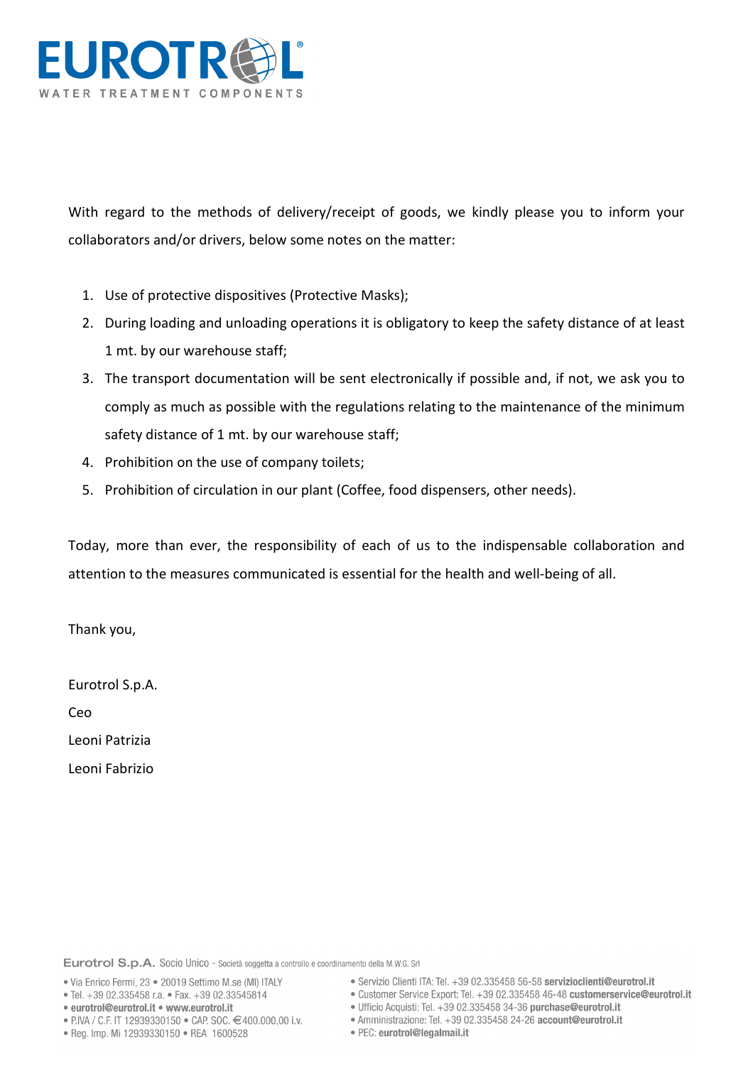With regard to the methods of delivery/receipt of goods, we kindly please you to inform your collaborators and/or drivers, below some notes on the matter:

1. Use of protective dispositives (Protective Masks);
2. During loading and unloading operations it is obligatory to keep the safety distance of at least 1 mt. by our warehouse staff;
3. The transport documentation will be sent electronically if possible and, if not, we ask you to comply as much as possible with the regulations relating to the maintenance of the minimum safety distance of 1 mt. by our warehouse staff;
4. Prohibition on the use of company toilets;
5. Prohibition of circulation in our plant (Coffee, food dispensers, other needs).

Today, more than ever, the responsibility of each of us to the indispensable collaboration and attention to the measures communicated is essential for the health and well-being of all.

Thank you,

Eurotrol S.p.A.

Ceo

Leoni Patrizia

Leoni Fabrizio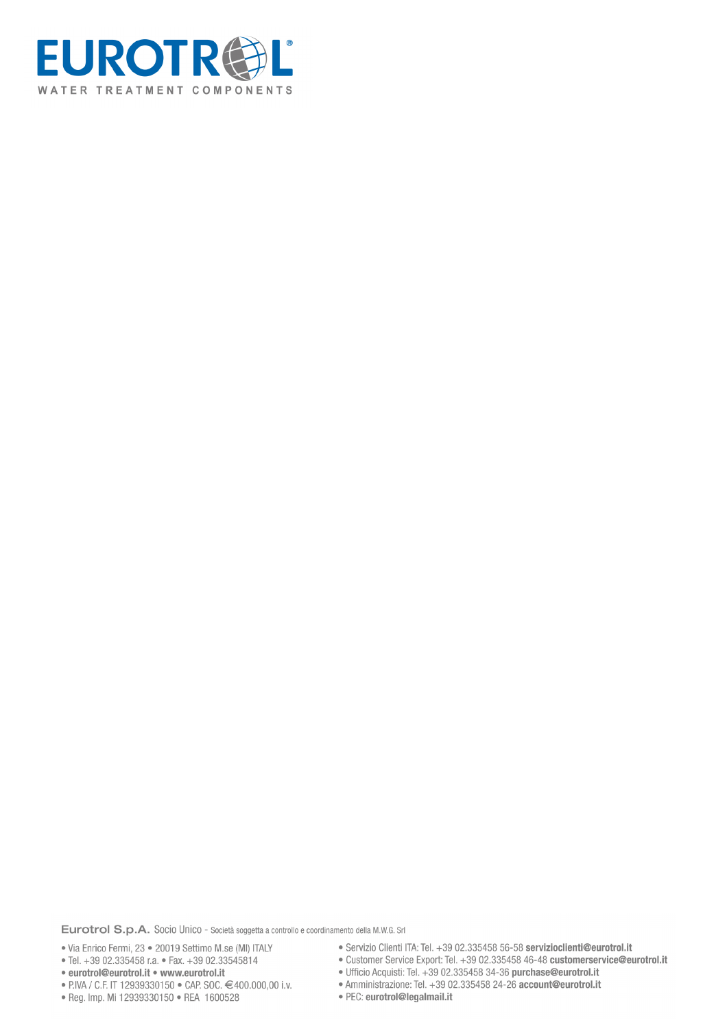EUROTROL®

WATER TREATMENT COMPONENTS

Eurotrol S.p.A. Socio Unico - Società soggetta a controllo e coordinamento della M.W.G. Srl

- Via Enrico Fermi, 23 • 20019 Settimo M.se (MI) ITALY
- Tel. +39 02.335458 r.a. • Fax. +39 02.33545814
- **eurotrol@eurotrol.it** • **www.eurotrol.it**
- P.IVA / C.F. IT 12939330150 • CAP. SOC. €400.000,00 i.v.
- Reg. Imp. Mi 12939330150 • REA 1600528

- Servizio Clienti ITA: Tel. +39 02.335458 56-58 **servizioclienti@eurotrol.it**
- Customer Service Export: Tel. +39 02.335458 46-48 **customerservice@eurotrol.it**
- Ufficio Acquisti: Tel. +39 02.335458 34-36 **purchase@eurotrol.it**
- Amministrazione: Tel. +39 02.335458 24-26 **account@eurotrol.it**
- PEC: **eurotrol@legalmail.it**